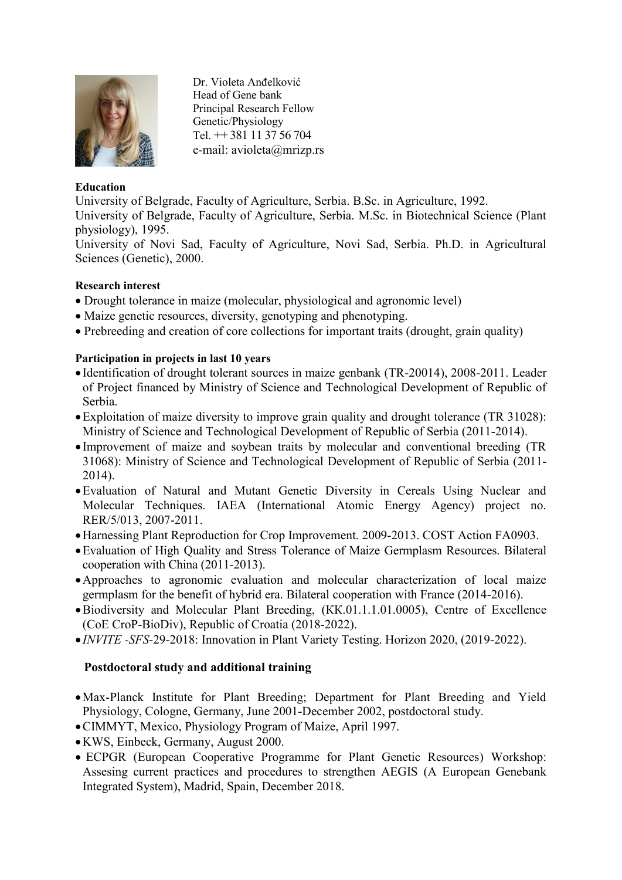Dr. Violeta Anđelković
Head of Gene bank
Principal Research Fellow
Genetic/Physiology
Tel. ++ 381 11 37 56 704
e-mail: avioleta@mrizp.rs

**Education**

University of Belgrade, Faculty of Agriculture, Serbia. B.Sc. in Agriculture, 1992.
University of Belgrade, Faculty of Agriculture, Serbia. M.Sc. in Biotechnical Science (Plant physiology), 1995.
University of Novi Sad, Faculty of Agriculture, Novi Sad, Serbia. Ph.D. in Agricultural Sciences (Genetic), 2000.

**Research interest**

- Drought tolerance in maize (molecular, physiological and agronomic level)
- Maize genetic resources, diversity, genotyping and phenotyping.
- Prebreeding and creation of core collections for important traits (drought, grain quality)

**Participation in projects in last 10 years**

- Identification of drought tolerant sources in maize genbank (TR-20014), 2008-2011. Leader of Project financed by Ministry of Science and Technological Development of Republic of Serbia.
- Exploitation of maize diversity to improve grain quality and drought tolerance (TR 31028): Ministry of Science and Technological Development of Republic of Serbia (2011-2014).
- Improvement of maize and soybean traits by molecular and conventional breeding (TR 31068): Ministry of Science and Technological Development of Republic of Serbia (2011-2014).
- Evaluation of Natural and Mutant Genetic Diversity in Cereals Using Nuclear and Molecular Techniques. IAEA (International Atomic Energy Agency) project no. RER/5/013, 2007-2011.
- Harnessing Plant Reproduction for Crop Improvement. 2009-2013. COST Action FA0903.
- Evaluation of High Quality and Stress Tolerance of Maize Germplasm Resources. Bilateral cooperation with China (2011-2013).
- Approaches to agronomic evaluation and molecular characterization of local maize germplasm for the benefit of hybrid era. Bilateral cooperation with France (2014-2016).
- Biodiversity and Molecular Plant Breeding, (KK.01.1.1.01.0005), Centre of Excellence (CoE CroP-BioDiv), Republic of Croatia (2018-2022).
- *INVITE -SFS*-29-2018: Innovation in Plant Variety Testing. Horizon 2020, (2019-2022).

**Postdoctoral study and additional training**

- Max-Planck Institute for Plant Breeding; Department for Plant Breeding and Yield Physiology, Cologne, Germany, June 2001-December 2002, postdoctoral study.
- CIMMYT, Mexico, Physiology Program of Maize, April 1997.
- KWS, Einbeck, Germany, August 2000.
- ECPGR (European Cooperative Programme for Plant Genetic Resources) Workshop: Assesing current practices and procedures to strengthen AEGIS (A European Genebank Integrated System), Madrid, Spain, December 2018.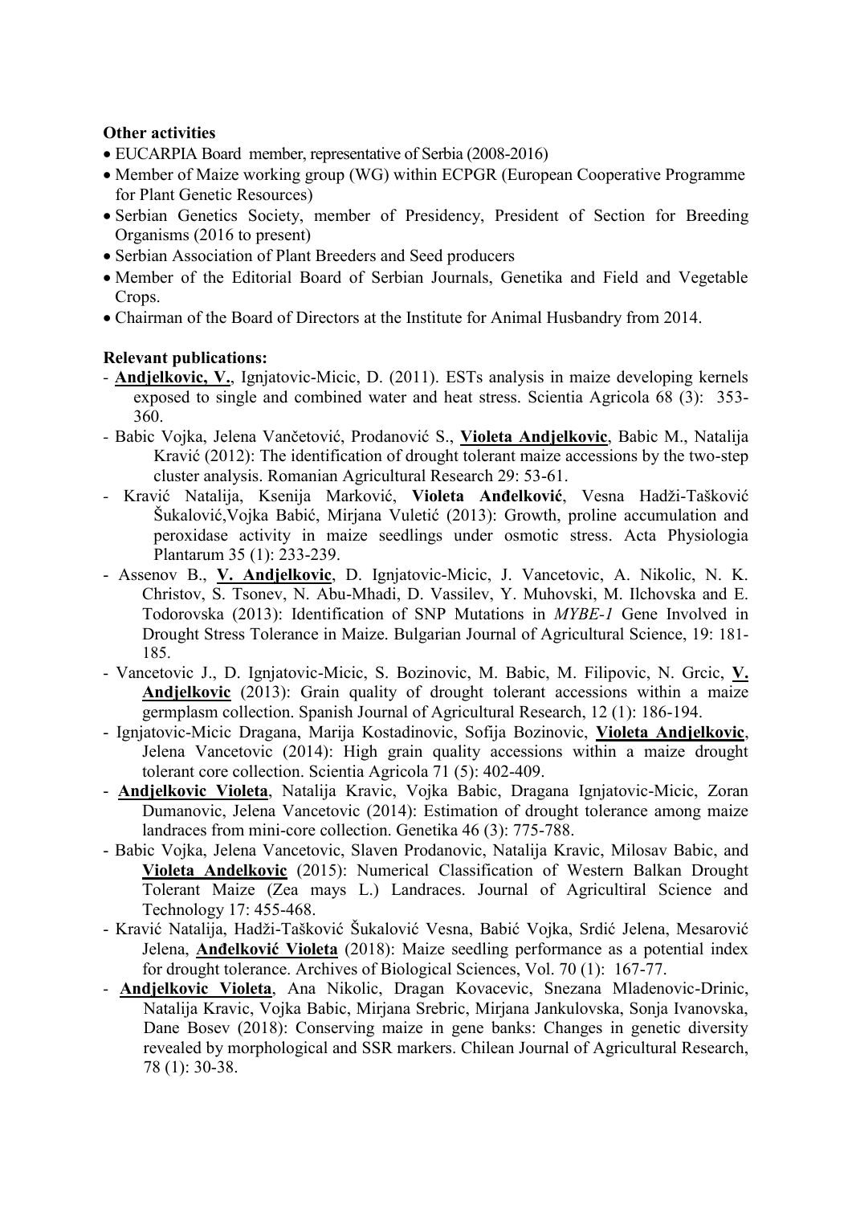**Other activities**

- EUCARPIA Board member, representative of Serbia (2008-2016)
- Member of Maize working group (WG) within ECPGR (European Cooperative Programme for Plant Genetic Resources)
- Serbian Genetics Society, member of Presidency, President of Section for Breeding Organisms (2016 to present)
- Serbian Association of Plant Breeders and Seed producers
- Member of the Editorial Board of Serbian Journals, Genetika and Field and Vegetable Crops.
- Chairman of the Board of Directors at the Institute for Animal Husbandry from 2014.

**Relevant publications:**

- **Andjelkovic, V.**, Ignjatovic-Micic, D. (2011). ESTs analysis in maize developing kernels exposed to single and combined water and heat stress. Scientia Agricola 68 (3): 353-360.
- Babic Vojka, Jelena Vančetović, Prodanović S., **Violeta Andjelkovic**, Babic M., Natalija Kravić (2012): The identification of drought tolerant maize accessions by the two-step cluster analysis. Romanian Agricultural Research 29: 53-61.
- Kravić Natalija, Ksenija Marković, **Violeta Anđelković**, Vesna Hadži-Tašković Šukalović,Vojka Babić, Mirjana Vuletić (2013): Growth, proline accumulation and peroxidase activity in maize seedlings under osmotic stress. Acta Physiologia Plantarum 35 (1): 233-239.
- Assenov B., **V. Andjelkovic**, D. Ignjatovic-Micic, J. Vancetovic, A. Nikolic, N. K. Christov, S. Tsonev, N. Abu-Mhadi, D. Vassilev, Y. Muhovski, M. Ilchovska and E. Todorovska (2013): Identification of SNP Mutations in *MYBE-1* Gene Involved in Drought Stress Tolerance in Maize. Bulgarian Journal of Agricultural Science, 19: 181-185.
- Vancetovic J., D. Ignjatovic-Micic, S. Bozinovic, M. Babic, M. Filipovic, N. Grcic, **V. Andjelkovic** (2013): Grain quality of drought tolerant accessions within a maize germplasm collection. Spanish Journal of Agricultural Research, 12 (1): 186-194.
- Ignjatovic-Micic Dragana, Marija Kostadinovic, Sofija Bozinovic, **Violeta Andjelkovic**, Jelena Vancetovic (2014): High grain quality accessions within a maize drought tolerant core collection. Scientia Agricola 71 (5): 402-409.
- **Andjelkovic Violeta**, Natalija Kravic, Vojka Babic, Dragana Ignjatovic-Micic, Zoran Dumanovic, Jelena Vancetovic (2014): Estimation of drought tolerance among maize landraces from mini-core collection. Genetika 46 (3): 775-788.
- Babic Vojka, Jelena Vancetovic, Slaven Prodanovic, Natalija Kravic, Milosav Babic, and **Violeta Anđelkovic** (2015): Numerical Classification of Western Balkan Drought Tolerant Maize (Zea mays L.) Landraces. Journal of Agricultiral Science and Technology 17: 455-468.
- Kravić Natalija, Hadži-Tašković Šukalović Vesna, Babić Vojka, Srdić Jelena, Mesarović Jelena, **Anđelković Violeta** (2018): Maize seedling performance as a potential index for drought tolerance. Archives of Biological Sciences, Vol. 70 (1): 167-77.
- **Andjelkovic Violeta**, Ana Nikolic, Dragan Kovacevic, Snezana Mladenovic-Drinic, Natalija Kravic, Vojka Babic, Mirjana Srebric, Mirjana Jankulovska, Sonja Ivanovska, Dane Bosev (2018): Conserving maize in gene banks: Changes in genetic diversity revealed by morphological and SSR markers. Chilean Journal of Agricultural Research, 78 (1): 30-38.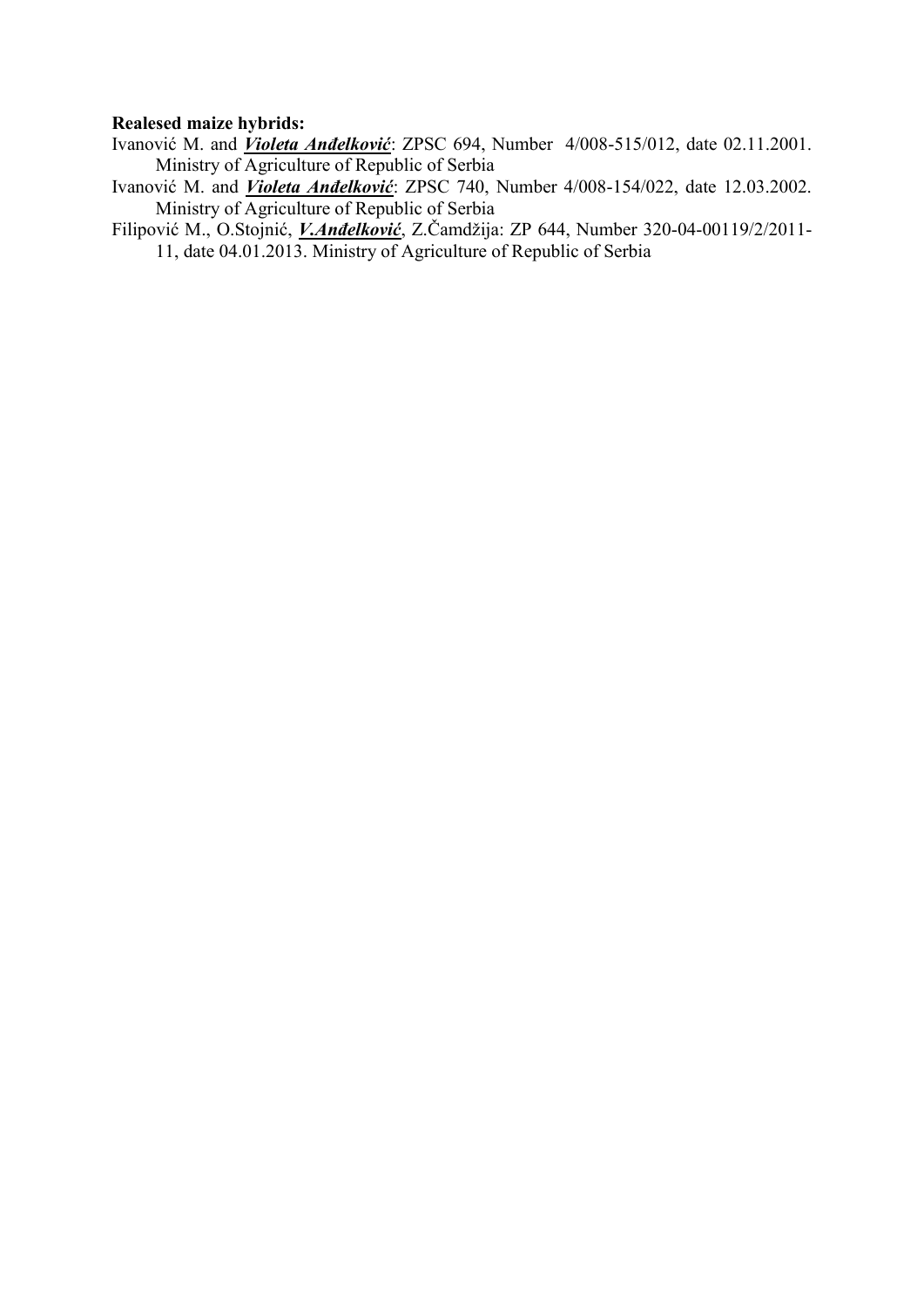**Realesed maize hybrids:**

Ivanović M. and ***Violeta Anđelković***: ZPSC 694, Number 4/008-515/012, date 02.11.2001. Ministry of Agriculture of Republic of Serbia

Ivanović M. and ***Violeta Anđelković***: ZPSC 740, Number 4/008-154/022, date 12.03.2002. Ministry of Agriculture of Republic of Serbia

Filipović M., O.Stojnić, ***V.Anđelković***, Z.Čamdžija: ZP 644, Number 320-04-00119/2/2011-11, date 04.01.2013. Ministry of Agriculture of Republic of Serbia